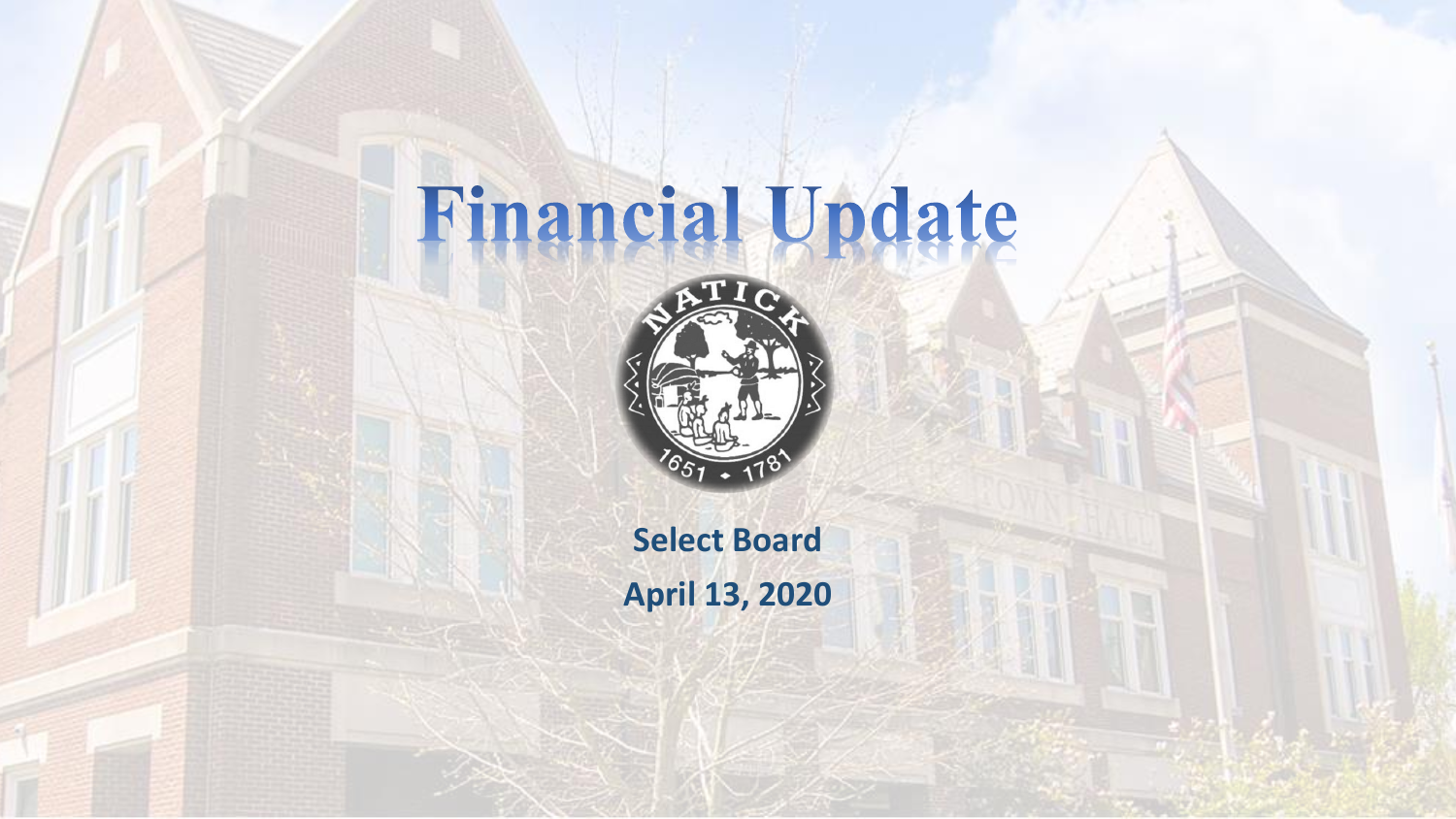# Financial Update

**Select Board**

**April 13, 2020**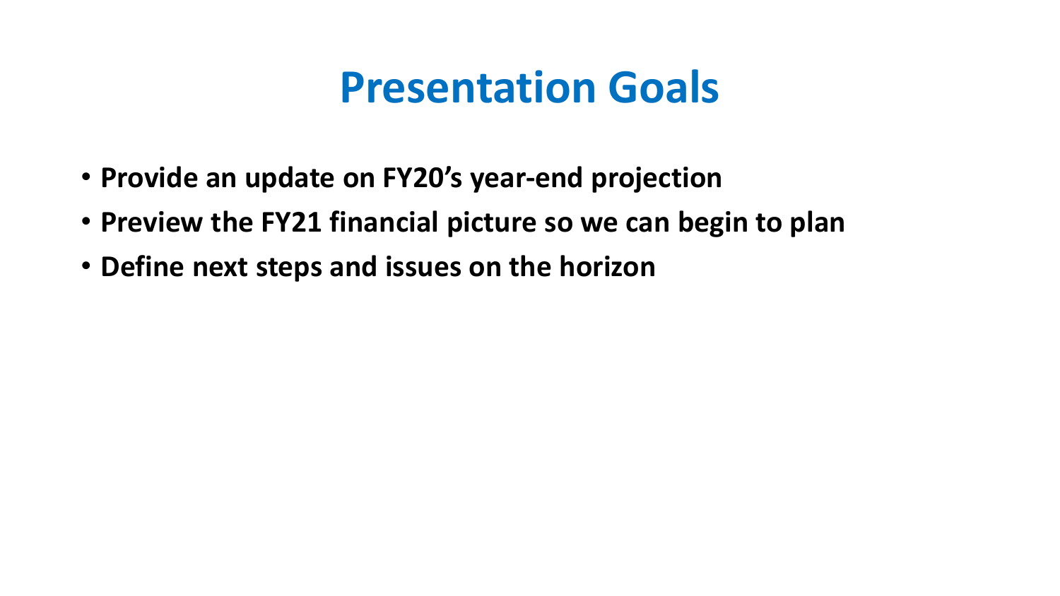# Presentation Goals

- **Provide an update on FY20's year-end projection**
- **Preview the FY21 financial picture so we can begin to plan**
- **Define next steps and issues on the horizon**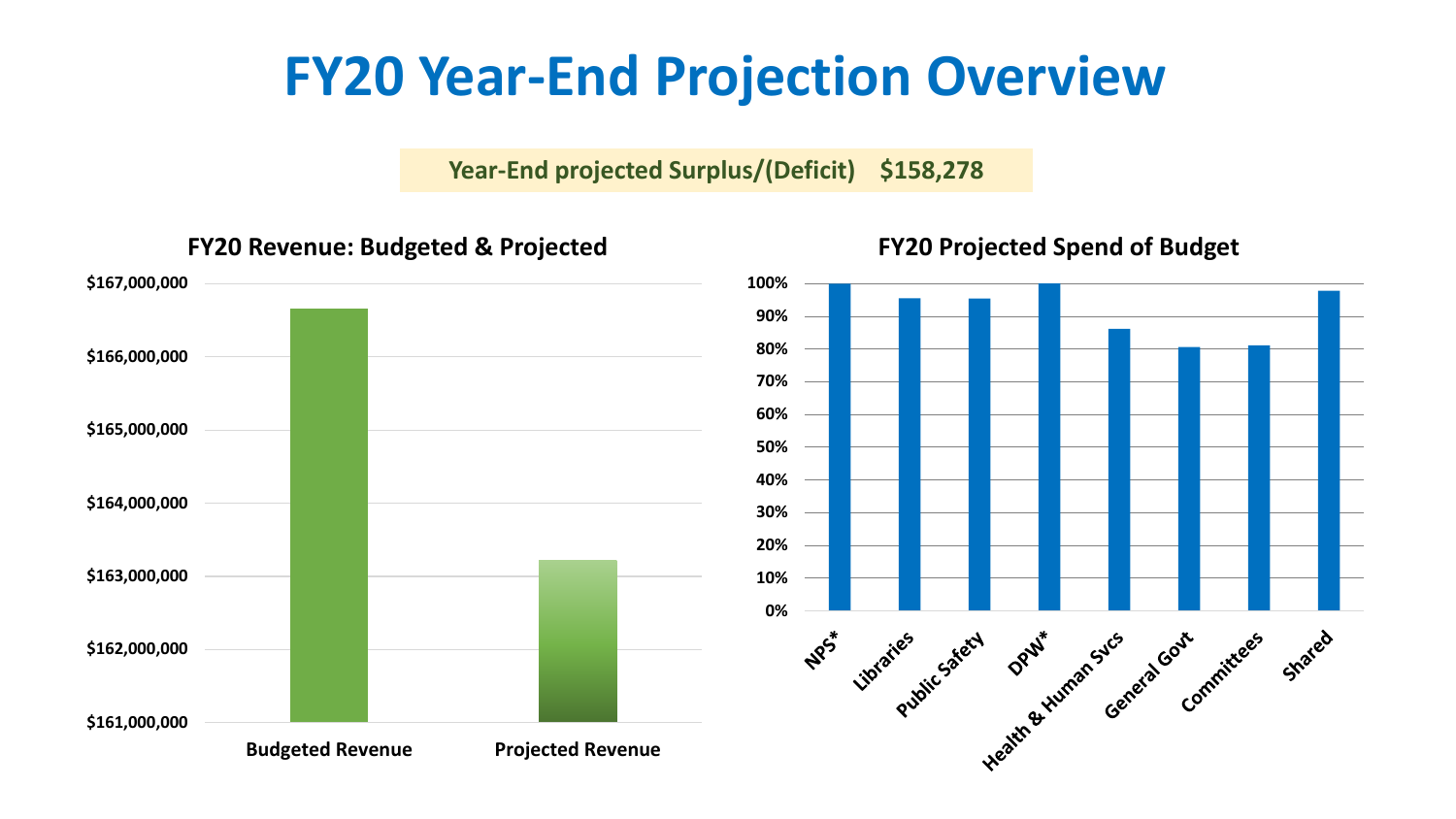# FY20 Year-End Projection Overview

**Year-End projected Surplus/(Deficit) $158,278**

## FY20 Revenue: Budgeted & Projected

$167,000,000
$166,000,000
$165,000,000
$164,000,000
$163,000,000
$162,000,000
$161,000,000

Budgeted Revenue
Projected Revenue

## FY20 Projected Spend of Budget

100%
90%
80%
70%
60%
50%
40%
30%
20%
10%
0%

NPS*
Libraries
Public Safety
DPW*
Health & Human Svcs
General Govt
Committees
Shared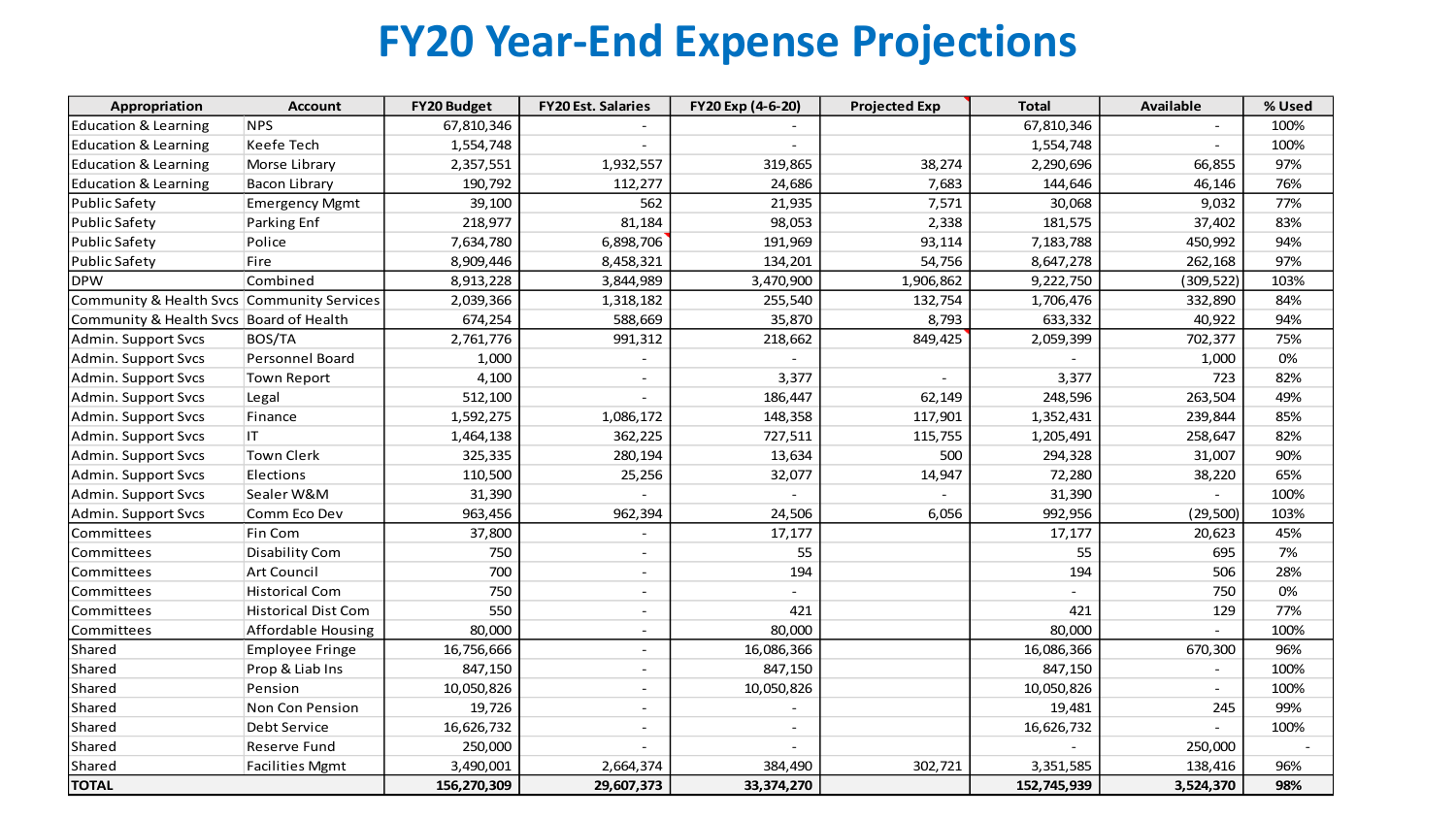# FY20 Year-End Expense Projections

| Appropriation | Account | FY20 Budget | FY20 Est. Salaries | FY20 Exp (4-6-20) | Projected Exp | Total | Available | % Used |
|---|---|---|---|---|---|---|---|---|
| Education & Learning | NPS | 67,810,346 | - | - | | 67,810,346 | - | 100% |
| Education & Learning | Keefe Tech | 1,554,748 | - | - | | 1,554,748 | - | 100% |
| Education & Learning | Morse Library | 2,357,551 | 1,932,557 | 319,865 | 38,274 | 2,290,696 | 66,855 | 97% |
| Education & Learning | Bacon Library | 190,792 | 112,277 | 24,686 | 7,683 | 144,646 | 46,146 | 76% |
| Public Safety | Emergency Mgmt | 39,100 | 562 | 21,935 | 7,571 | 30,068 | 9,032 | 77% |
| Public Safety | Parking Enf | 218,977 | 81,184 | 98,053 | 2,338 | 181,575 | 37,402 | 83% |
| Public Safety | Police | 7,634,780 | 6,898,706 | 191,969 | 93,114 | 7,183,788 | 450,992 | 94% |
| Public Safety | Fire | 8,909,446 | 8,458,321 | 134,201 | 54,756 | 8,647,278 | 262,168 | 97% |
| DPW | Combined | 8,913,228 | 3,844,989 | 3,470,900 | 1,906,862 | 9,222,750 | (309,522) | 103% |
| Community & Health Svcs | Community Services | 2,039,366 | 1,318,182 | 255,540 | 132,754 | 1,706,476 | 332,890 | 84% |
| Community & Health Svcs | Board of Health | 674,254 | 588,669 | 35,870 | 8,793 | 633,332 | 40,922 | 94% |
| Admin. Support Svcs | BOS/TA | 2,761,776 | 991,312 | 218,662 | 849,425 | 2,059,399 | 702,377 | 75% |
| Admin. Support Svcs | Personnel Board | 1,000 | - | - | | - | 1,000 | 0% |
| Admin. Support Svcs | Town Report | 4,100 | - | 3,377 | - | 3,377 | 723 | 82% |
| Admin. Support Svcs | Legal | 512,100 | - | 186,447 | 62,149 | 248,596 | 263,504 | 49% |
| Admin. Support Svcs | Finance | 1,592,275 | 1,086,172 | 148,358 | 117,901 | 1,352,431 | 239,844 | 85% |
| Admin. Support Svcs | IT | 1,464,138 | 362,225 | 727,511 | 115,755 | 1,205,491 | 258,647 | 82% |
| Admin. Support Svcs | Town Clerk | 325,335 | 280,194 | 13,634 | 500 | 294,328 | 31,007 | 90% |
| Admin. Support Svcs | Elections | 110,500 | 25,256 | 32,077 | 14,947 | 72,280 | 38,220 | 65% |
| Admin. Support Svcs | Sealer W&M | 31,390 | - | - | - | 31,390 | - | 100% |
| Admin. Support Svcs | Comm Eco Dev | 963,456 | 962,394 | 24,506 | 6,056 | 992,956 | (29,500) | 103% |
| Committees | Fin Com | 37,800 | - | 17,177 | | 17,177 | 20,623 | 45% |
| Committees | Disability Com | 750 | - | 55 | | 55 | 695 | 7% |
| Committees | Art Council | 700 | - | 194 | | 194 | 506 | 28% |
| Committees | Historical Com | 750 | - | - | | - | 750 | 0% |
| Committees | Historical Dist Com | 550 | - | 421 | | 421 | 129 | 77% |
| Committees | Affordable Housing | 80,000 | - | 80,000 | | 80,000 | - | 100% |
| Shared | Employee Fringe | 16,756,666 | - | 16,086,366 | | 16,086,366 | 670,300 | 96% |
| Shared | Prop & Liab Ins | 847,150 | - | 847,150 | | 847,150 | - | 100% |
| Shared | Pension | 10,050,826 | - | 10,050,826 | | 10,050,826 | - | 100% |
| Shared | Non Con Pension | 19,726 | - | - | | 19,481 | 245 | 99% |
| Shared | Debt Service | 16,626,732 | - | - | | 16,626,732 | - | 100% |
| Shared | Reserve Fund | 250,000 | - | - | | - | 250,000 | - |
| Shared | Facilities Mgmt | 3,490,001 | 2,664,374 | 384,490 | 302,721 | 3,351,585 | 138,416 | 96% |
| **TOTAL** | | **156,270,309** | **29,607,373** | **33,374,270** | | **152,745,939** | **3,524,370** | **98%** |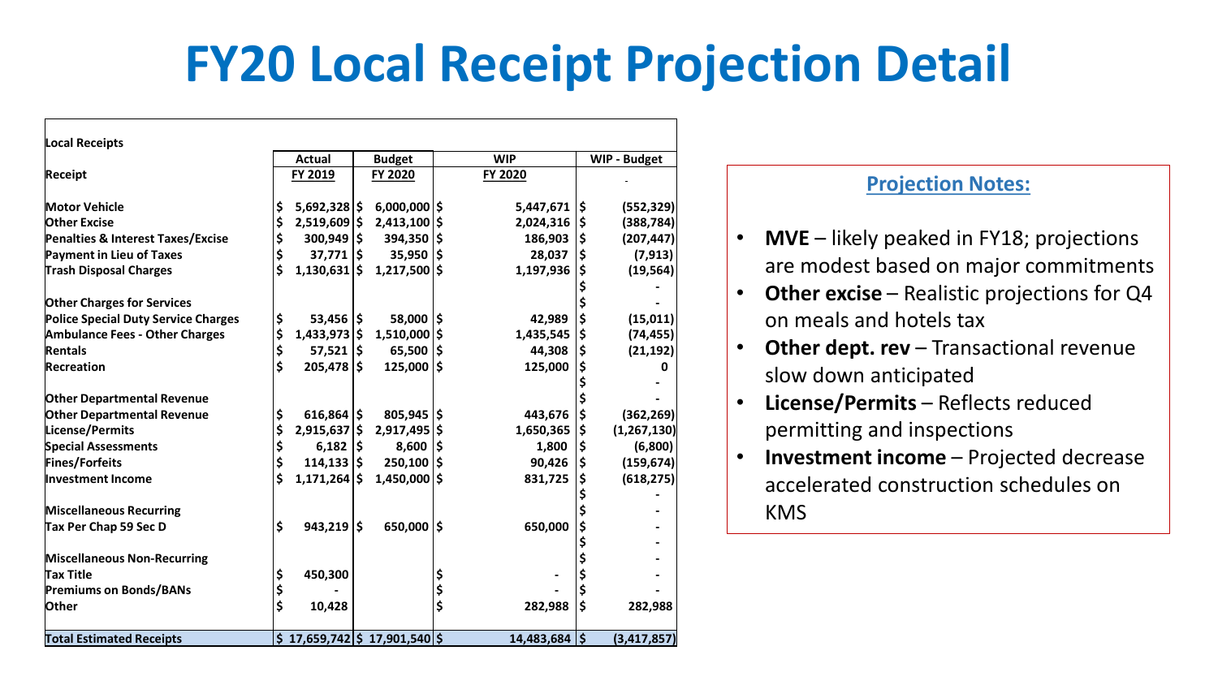# FY20 Local Receipt Projection Detail

| Local Receipts | Actual | Budget | WIP | WIP - Budget |
|---|---|---|---|---|
| Receipt | FY 2019 | FY 2020 | FY 2020 | - |
| Motor Vehicle | $ 5,692,328 | $ 6,000,000 | $ 5,447,671 | $ (552,329) |
| Other Excise | $ 2,519,609 | $ 2,413,100 | $ 2,024,316 | $ (388,784) |
| Penalties & Interest Taxes/Excise | $ 300,949 | $ 394,350 | $ 186,903 | $ (207,447) |
| Payment in Lieu of Taxes | $ 37,771 | $ 35,950 | $ 28,037 | $ (7,913) |
| Trash Disposal Charges | $ 1,130,631 | $ 1,217,500 | $ 1,197,936 | $ (19,564) |
| | | | | $ - |
| Other Charges for Services | | | | $ - |
| Police Special Duty Service Charges | $ 53,456 | $ 58,000 | $ 42,989 | $ (15,011) |
| Ambulance Fees - Other Charges | $ 1,433,973 | $ 1,510,000 | $ 1,435,545 | $ (74,455) |
| Rentals | $ 57,521 | $ 65,500 | $ 44,308 | $ (21,192) |
| Recreation | $ 205,478 | $ 125,000 | $ 125,000 | $ 0 |
| | | | | $ - |
| Other Departmental Revenue | | | | $ - |
| Other Departmental Revenue | $ 616,864 | $ 805,945 | $ 443,676 | $ (362,269) |
| License/Permits | $ 2,915,637 | $ 2,917,495 | $ 1,650,365 | $ (1,267,130) |
| Special Assessments | $ 6,182 | $ 8,600 | $ 1,800 | $ (6,800) |
| Fines/Forfeits | $ 114,133 | $ 250,100 | $ 90,426 | $ (159,674) |
| Investment Income | $ 1,171,264 | $ 1,450,000 | $ 831,725 | $ (618,275) |
| | | | | $ - |
| Miscellaneous Recurring | | | | $ - |
| Tax Per Chap 59 Sec D | $ 943,219 | $ 650,000 | $ 650,000 | $ - |
| | | | | $ - |
| Miscellaneous Non-Recurring | | | | $ - |
| Tax Title | $ 450,300 | | $ - | $ - |
| Premiums on Bonds/BANs | $ - | | $ - | $ - |
| Other | $ 10,428 | | $ 282,988 | $ 282,988 |
| **Total Estimated Receipts** | **$ 17,659,742** | **$ 17,901,540** | **$ 14,483,684** | **$ (3,417,857)** |

**Projection Notes:**

- **MVE** – likely peaked in FY18; projections are modest based on major commitments
- **Other excise** – Realistic projections for Q4 on meals and hotels tax
- **Other dept. rev** – Transactional revenue slow down anticipated
- **License/Permits** – Reflects reduced permitting and inspections
- **Investment income** – Projected decrease accelerated construction schedules on KMS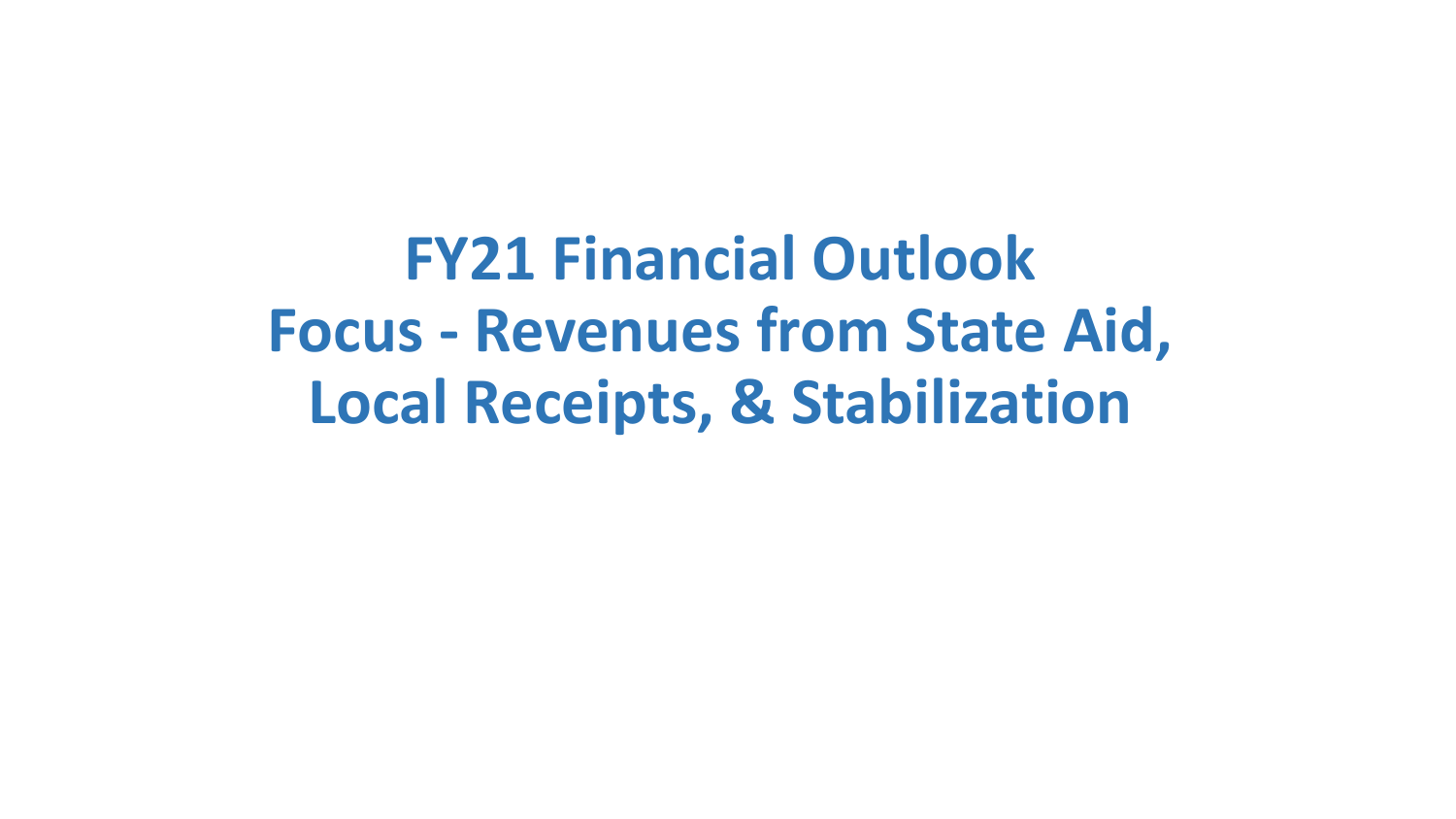# FY21 Financial Outlook
# Focus - Revenues from State Aid, Local Receipts, & Stabilization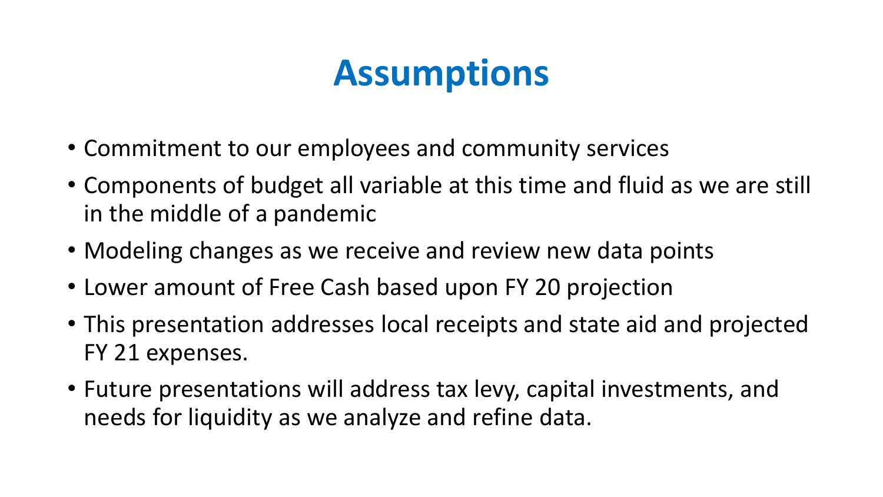# Assumptions

- Commitment to our employees and community services
- Components of budget all variable at this time and fluid as we are still in the middle of a pandemic
- Modeling changes as we receive and review new data points
- Lower amount of Free Cash based upon FY 20 projection
- This presentation addresses local receipts and state aid and projected FY 21 expenses.
- Future presentations will address tax levy, capital investments, and needs for liquidity as we analyze and refine data.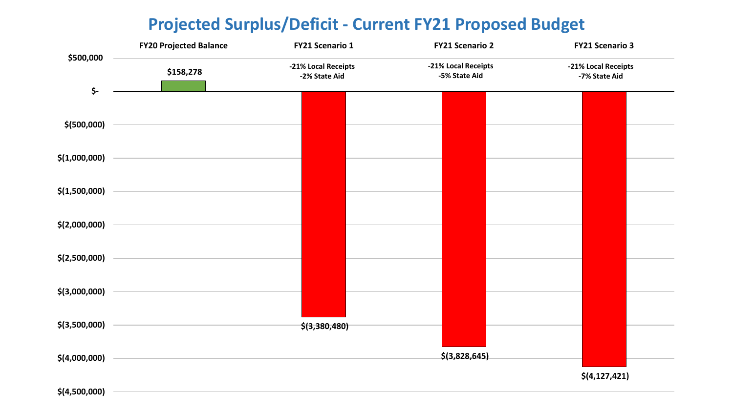# Projected Surplus/Deficit - Current FY21 Proposed Budget

| | FY20 Projected Balance | FY21 Scenario 1 | FY21 Scenario 2 | FY21 Scenario 3 |
|---|---|---|---|---|
| Assumptions | | -21% Local Receipts<br>-2% State Aid | -21% Local Receipts<br>-5% State Aid | -21% Local Receipts<br>-7% State Aid |
| Surplus/Deficit | $158,278 | $(3,380,480) | $(3,828,645) | $(4,127,421) |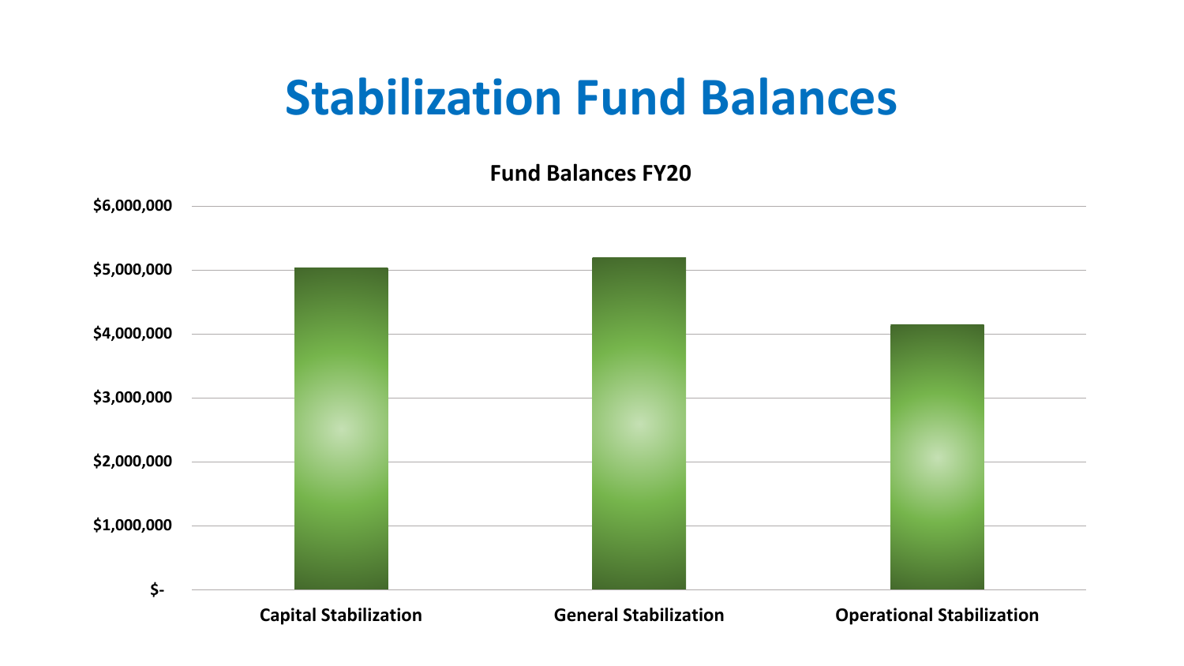# Stabilization Fund Balances

**Fund Balances FY20**

| Fund | Approximate Balance (read from chart) |
| --- | --- |
| Capital Stabilization | ~$5,000,000 |
| General Stabilization | ~$5,200,000 |
| Operational Stabilization | ~$4,100,000 |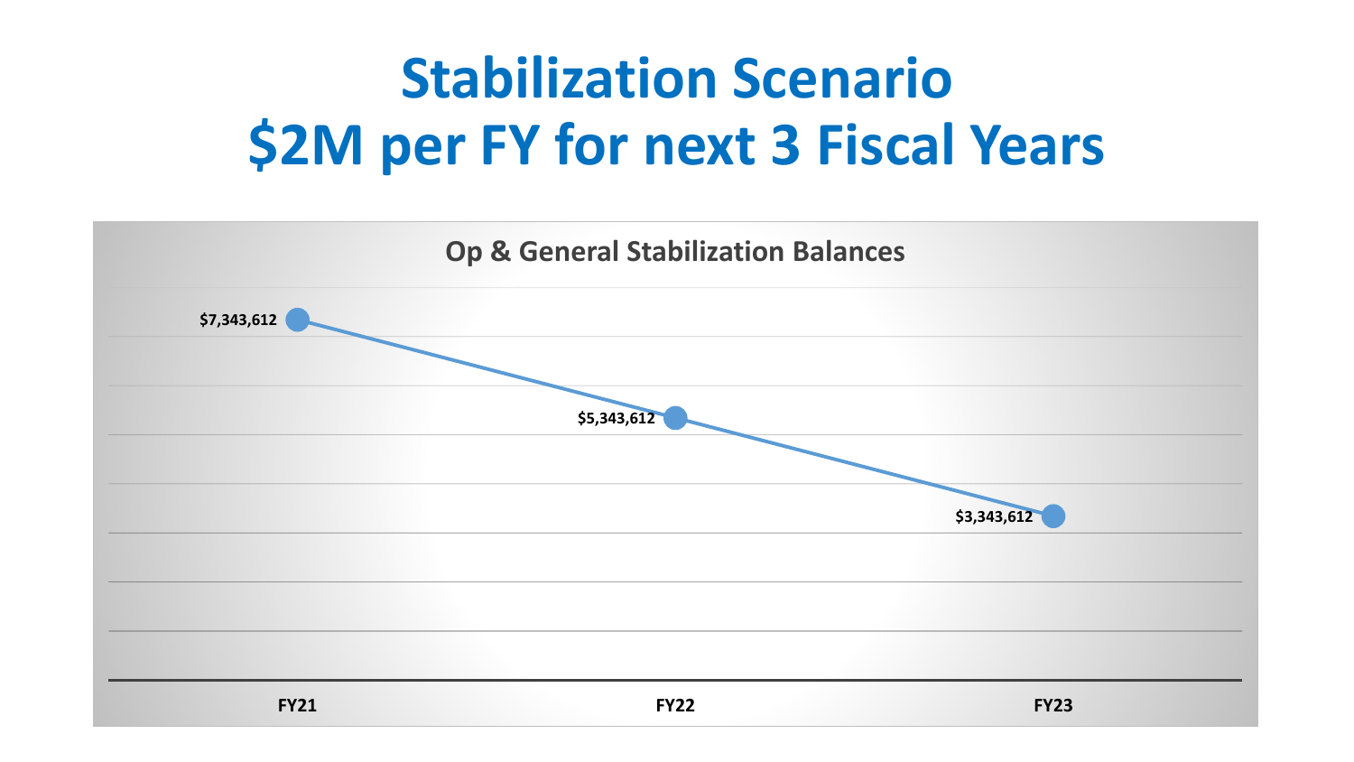# Stabilization Scenario
# $2M per FY for next 3 Fiscal Years

**Op & General Stabilization Balances**

| | FY21 | FY22 | FY23 |
|---|---|---|---|
| Balance | $7,343,612 | $5,343,612 | $3,343,612 |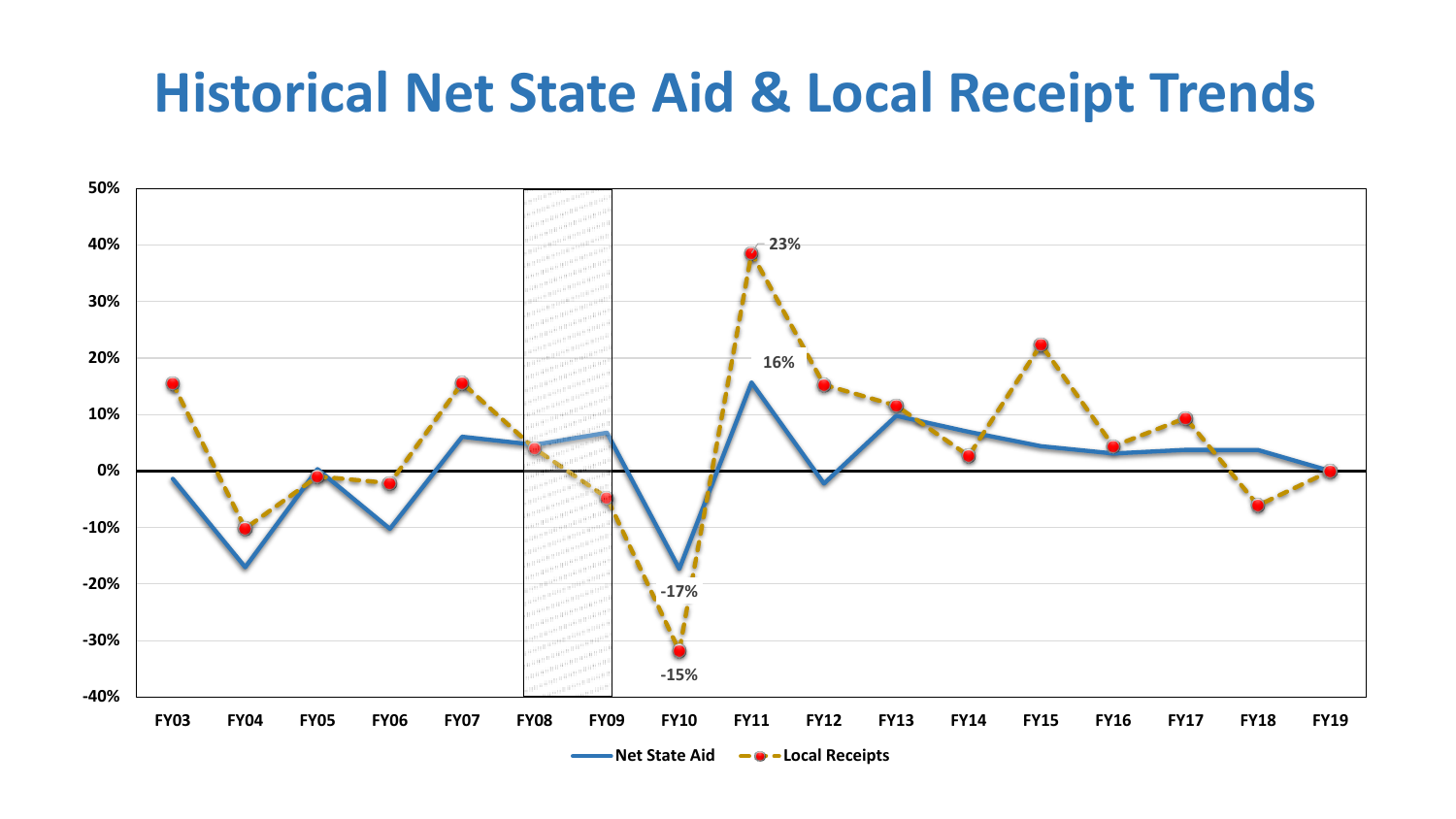# Historical Net State Aid & Local Receipt Trends

Chart series: Net State Aid; Local Receipts

Y-axis: 50%, 40%, 30%, 20%, 10%, 0%, -10%, -20%, -30%, -40%

X-axis: FY03, FY04, FY05, FY06, FY07, FY08, FY09, FY10, FY11, FY12, FY13, FY14, FY15, FY16, FY17, FY18, FY19

Data labels: 23%, 16%, -17%, -15%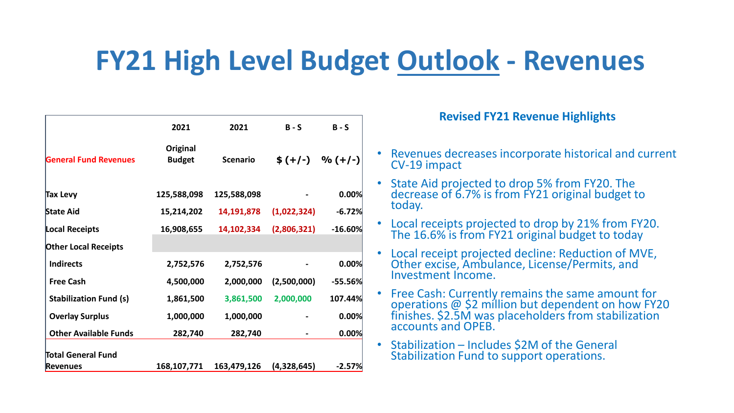# FY21 High Level Budget Outlook - Revenues

| General Fund Revenues | 2021 Original Budget | 2021 Scenario | B - S $ (+/-) | B - S % (+/-) |
|---|---|---|---|---|
| Tax Levy | 125,588,098 | 125,588,098 | - | 0.00% |
| State Aid | 15,214,202 | 14,191,878 | (1,022,324) | -6.72% |
| Local Receipts | 16,908,655 | 14,102,334 | (2,806,321) | -16.60% |
| Other Local Receipts | | | | |
| Indirects | 2,752,576 | 2,752,576 | - | 0.00% |
| Free Cash | 4,500,000 | 2,000,000 | (2,500,000) | -55.56% |
| Stabilization Fund (s) | 1,861,500 | 3,861,500 | 2,000,000 | 107.44% |
| Overlay Surplus | 1,000,000 | 1,000,000 | - | 0.00% |
| Other Available Funds | 282,740 | 282,740 | - | 0.00% |
| Total General Fund Revenues | 168,107,771 | 163,479,126 | (4,328,645) | -2.57% |

### Revised FY21 Revenue Highlights

- Revenues decreases incorporate historical and current CV-19 impact
- State Aid projected to drop 5% from FY20. The decrease of 6.7% is from FY21 original budget to today.
- Local receipts projected to drop by 21% from FY20. The 16.6% is from FY21 original budget to today
- Local receipt projected decline: Reduction of MVE, Other excise, Ambulance, License/Permits, and Investment Income.
- Free Cash: Currently remains the same amount for operations @ $2 million but dependent on how FY20 finishes. $2.5M was placeholders from stabilization accounts and OPEB.
- Stabilization – Includes $2M of the General Stabilization Fund to support operations.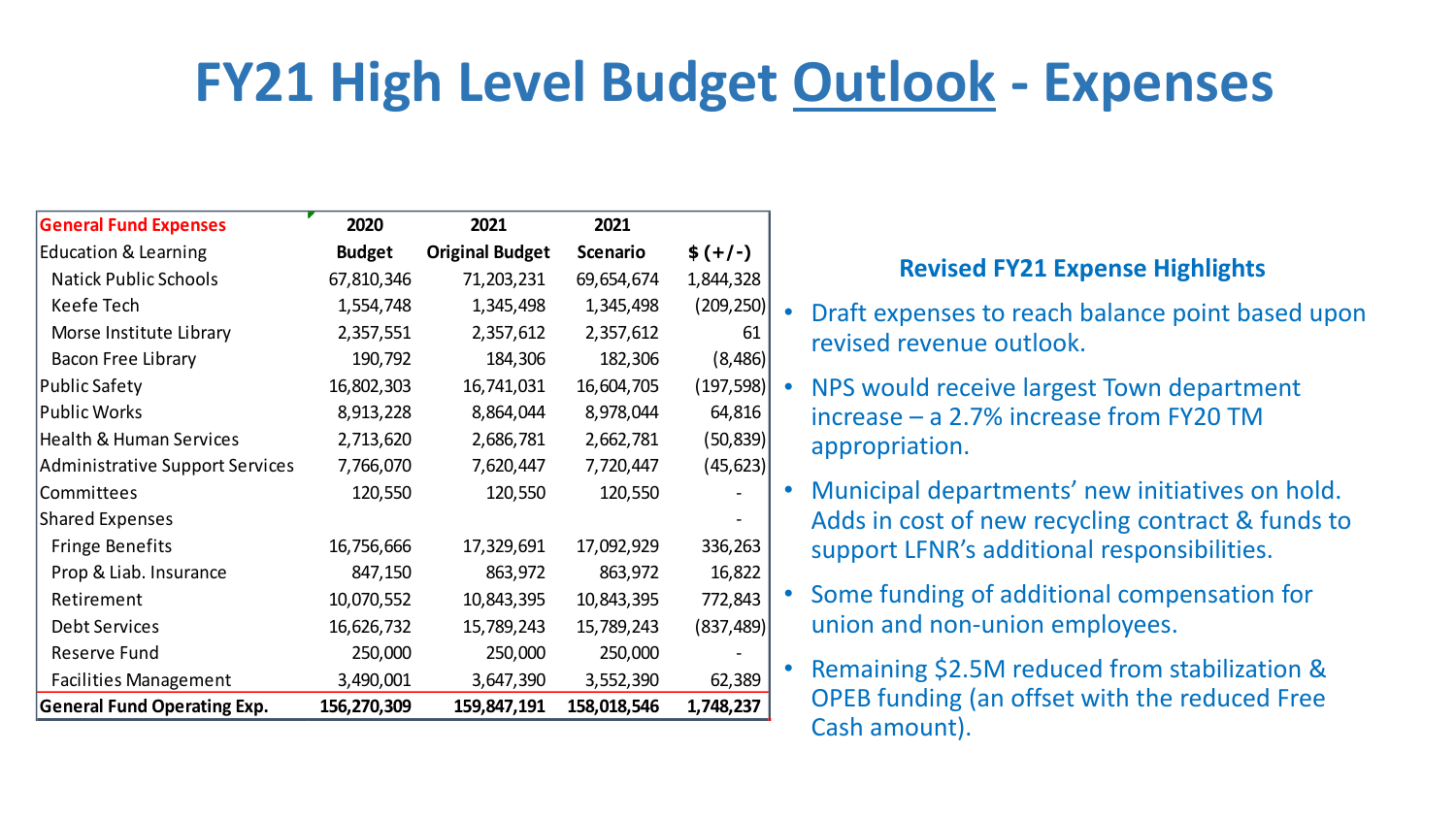# FY21 High Level Budget Outlook - Expenses

| General Fund Expenses | 2020 | 2021 | 2021 | |
|---|---|---|---|---|
| Education & Learning | Budget | Original Budget | Scenario | $ (+/-) |
| Natick Public Schools | 67,810,346 | 71,203,231 | 69,654,674 | 1,844,328 |
| Keefe Tech | 1,554,748 | 1,345,498 | 1,345,498 | (209,250) |
| Morse Institute Library | 2,357,551 | 2,357,612 | 2,357,612 | 61 |
| Bacon Free Library | 190,792 | 184,306 | 182,306 | (8,486) |
| Public Safety | 16,802,303 | 16,741,031 | 16,604,705 | (197,598) |
| Public Works | 8,913,228 | 8,864,044 | 8,978,044 | 64,816 |
| Health & Human Services | 2,713,620 | 2,686,781 | 2,662,781 | (50,839) |
| Administrative Support Services | 7,766,070 | 7,620,447 | 7,720,447 | (45,623) |
| Committees | 120,550 | 120,550 | 120,550 | - |
| Shared Expenses | | | | - |
| Fringe Benefits | 16,756,666 | 17,329,691 | 17,092,929 | 336,263 |
| Prop & Liab. Insurance | 847,150 | 863,972 | 863,972 | 16,822 |
| Retirement | 10,070,552 | 10,843,395 | 10,843,395 | 772,843 |
| Debt Services | 16,626,732 | 15,789,243 | 15,789,243 | (837,489) |
| Reserve Fund | 250,000 | 250,000 | 250,000 | - |
| Facilities Management | 3,490,001 | 3,647,390 | 3,552,390 | 62,389 |
| **General Fund Operating Exp.** | **156,270,309** | **159,847,191** | **158,018,546** | **1,748,237** |

### Revised FY21 Expense Highlights

- Draft expenses to reach balance point based upon revised revenue outlook.
- NPS would receive largest Town department increase – a 2.7% increase from FY20 TM appropriation.
- Municipal departments' new initiatives on hold. Adds in cost of new recycling contract & funds to support LFNR's additional responsibilities.
- Some funding of additional compensation for union and non-union employees.
- Remaining $2.5M reduced from stabilization & OPEB funding (an offset with the reduced Free Cash amount).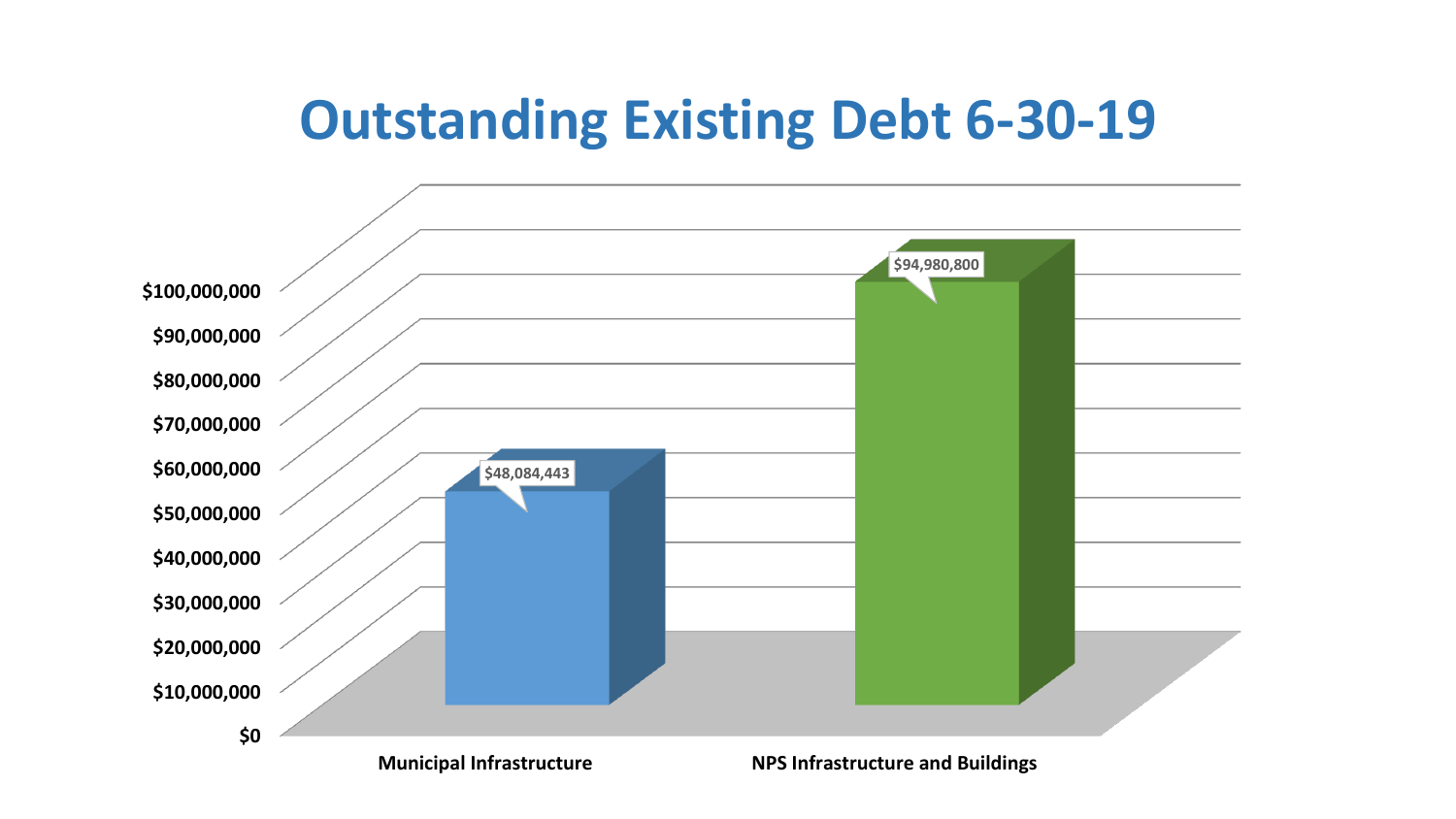# Outstanding Existing Debt 6-30-19

| Category | Outstanding Debt |
| --- | --- |
| Municipal Infrastructure | $48,084,443 |
| NPS Infrastructure and Buildings | $94,980,800 |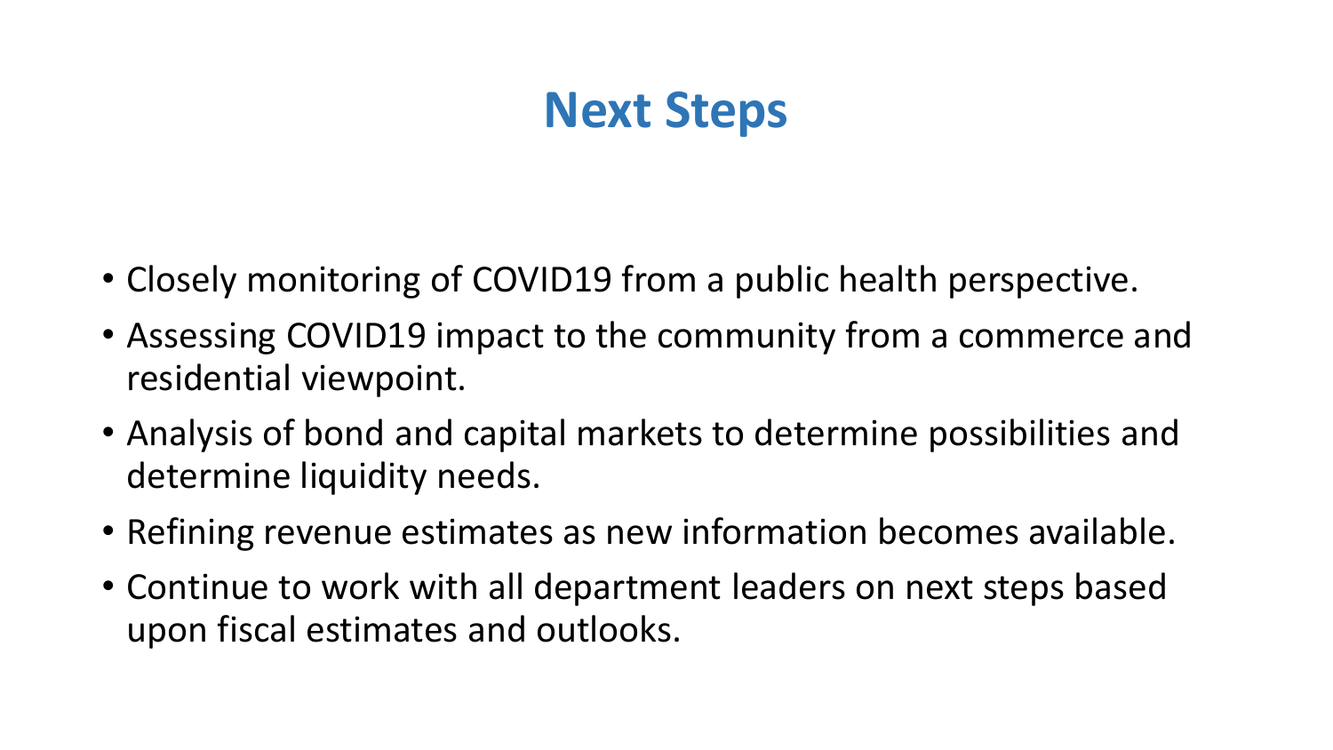# Next Steps

- Closely monitoring of COVID19 from a public health perspective.
- Assessing COVID19 impact to the community from a commerce and residential viewpoint.
- Analysis of bond and capital markets to determine possibilities and determine liquidity needs.
- Refining revenue estimates as new information becomes available.
- Continue to work with all department leaders on next steps based upon fiscal estimates and outlooks.